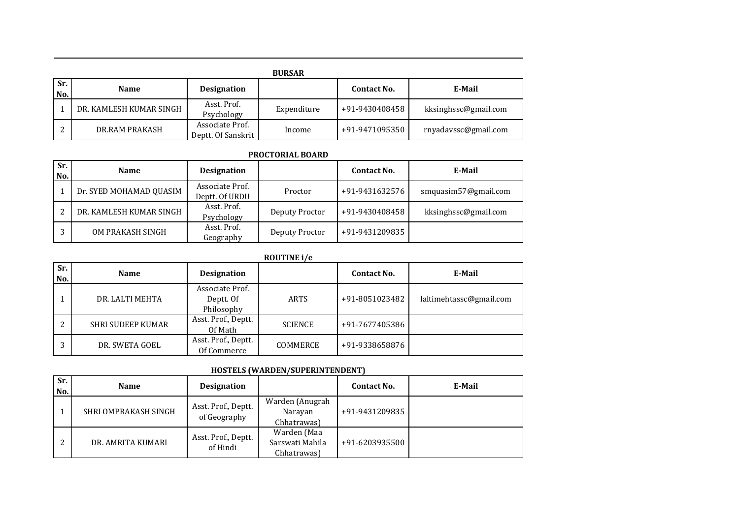## BURSAR

| Sr. No. | Name | Designation | | Contact No. | E-Mail |
|---|---|---|---|---|---|
| 1 | DR. KAMLESH KUMAR SINGH | Asst. Prof. Psychology | Expenditure | +91-9430408458 | kksinghssc@gmail.com |
| 2 | DR.RAM PRAKASH | Associate Prof. Deptt. Of Sanskrit | Income | +91-9471095350 | rnyadavssc@gmail.com |

## PROCTORIAL BOARD

| Sr. No. | Name | Designation | | Contact No. | E-Mail |
|---|---|---|---|---|---|
| 1 | Dr. SYED MOHAMAD QUASIM | Associate Prof. Deptt. Of URDU | Proctor | +91-9431632576 | smquasim57@gmail.com |
| 2 | DR. KAMLESH KUMAR SINGH | Asst. Prof. Psychology | Deputy Proctor | +91-9430408458 | kksinghssc@gmail.com |
| 3 | OM PRAKASH SINGH | Asst. Prof. Geography | Deputy Proctor | +91-9431209835 | |

## ROUTINE i/e

| Sr. No. | Name | Designation | | Contact No. | E-Mail |
|---|---|---|---|---|---|
| 1 | DR. LALTI MEHTA | Associate Prof. Deptt. Of Philosophy | ARTS | +91-8051023482 | laltimehtassc@gmail.com |
| 2 | SHRI SUDEEP KUMAR | Asst. Prof., Deptt. Of Math | SCIENCE | +91-7677405386 | |
| 3 | DR. SWETA GOEL | Asst. Prof., Deptt. Of Commerce | COMMERCE | +91-9338658876 | |

## HOSTELS (WARDEN/SUPERINTENDENT)

| Sr. No. | Name | Designation | | Contact No. | E-Mail |
|---|---|---|---|---|---|
| 1 | SHRI OMPRAKASH SINGH | Asst. Prof., Deptt. of Geography | Warden (Anugrah Narayan Chhatrawas) | +91-9431209835 | |
| 2 | DR. AMRITA KUMARI | Asst. Prof., Deptt. of Hindi | Warden (Maa Sarswati Mahila Chhatrawas) | +91-6203935500 | |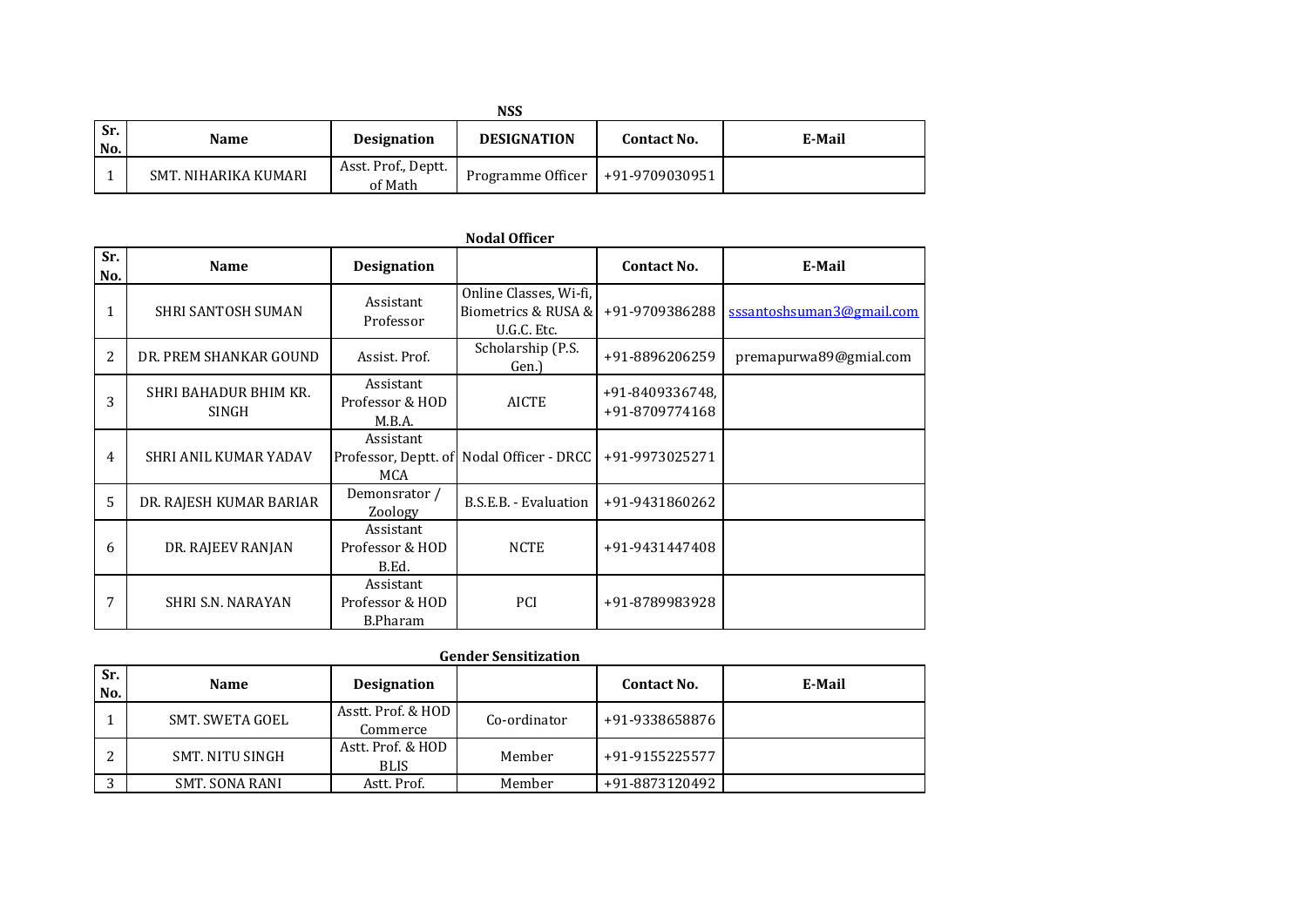**NSS**

| Sr. No. | Name | Designation | DESIGNATION | Contact No. | E-Mail |
|---|---|---|---|---|---|
| 1 | SMT. NIHARIKA KUMARI | Asst. Prof., Deptt. of Math | Programme Officer | +91-9709030951 | |

**Nodal Officer**

| Sr. No. | Name | Designation | | Contact No. | E-Mail |
|---|---|---|---|---|---|
| 1 | SHRI SANTOSH SUMAN | Assistant Professor | Online Classes, Wi-fi, Biometrics & RUSA & U.G.C. Etc. | +91-9709386288 | sssantoshsuman3@gmail.com |
| 2 | DR. PREM SHANKAR GOUND | Assist. Prof. | Scholarship (P.S. Gen.) | +91-8896206259 | premapurwa89@gmial.com |
| 3 | SHRI BAHADUR BHIM KR. SINGH | Assistant Professor & HOD M.B.A. | AICTE | +91-8409336748, +91-8709774168 | |
| 4 | SHRI ANIL KUMAR YADAV | Assistant Professor, Deptt. of MCA | Nodal Officer - DRCC | +91-9973025271 | |
| 5 | DR. RAJESH KUMAR BARIAR | Demonsrator / Zoology | B.S.E.B. - Evaluation | +91-9431860262 | |
| 6 | DR. RAJEEV RANJAN | Assistant Professor & HOD B.Ed. | NCTE | +91-9431447408 | |
| 7 | SHRI S.N. NARAYAN | Assistant Professor & HOD B.Pharam | PCI | +91-8789983928 | |

**Gender Sensitization**

| Sr. No. | Name | Designation | | Contact No. | E-Mail |
|---|---|---|---|---|---|
| 1 | SMT. SWETA GOEL | Asstt. Prof. & HOD Commerce | Co-ordinator | +91-9338658876 | |
| 2 | SMT. NITU SINGH | Astt. Prof. & HOD BLIS | Member | +91-9155225577 | |
| 3 | SMT. SONA RANI | Astt. Prof. | Member | +91-8873120492 | |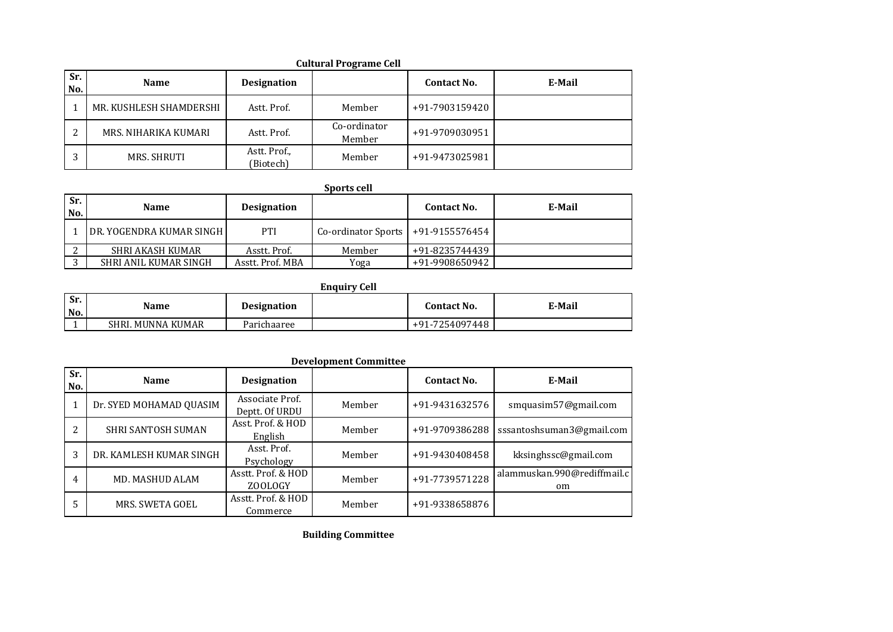**Cultural Programe Cell**

| Sr. No. | Name | Designation | | Contact No. | E-Mail |
|---|---|---|---|---|---|
| 1 | MR. KUSHLESH SHAMDERSHI | Astt. Prof. | Member | +91-7903159420 | |
| 2 | MRS. NIHARIKA KUMARI | Astt. Prof. | Co-ordinator Member | +91-9709030951 | |
| 3 | MRS. SHRUTI | Astt. Prof., (Biotech) | Member | +91-9473025981 | |

**Sports cell**

| Sr. No. | Name | Designation | | Contact No. | E-Mail |
|---|---|---|---|---|---|
| 1 | DR. YOGENDRA KUMAR SINGH | PTI | Co-ordinator Sports | +91-9155576454 | |
| 2 | SHRI AKASH KUMAR | Asstt. Prof. | Member | +91-8235744439 | |
| 3 | SHRI ANIL KUMAR SINGH | Asstt. Prof. MBA | Yoga | +91-9908650942 | |

**Enquiry Cell**

| Sr. No. | Name | Designation | | Contact No. | E-Mail |
|---|---|---|---|---|---|
| 1 | SHRI. MUNNA KUMAR | Parichaaree | | +91-7254097448 | |

**Development Committee**

| Sr. No. | Name | Designation | | Contact No. | E-Mail |
|---|---|---|---|---|---|
| 1 | Dr. SYED MOHAMAD QUASIM | Associate Prof. Deptt. Of URDU | Member | +91-9431632576 | smquasim57@gmail.com |
| 2 | SHRI SANTOSH SUMAN | Asst. Prof. & HOD English | Member | +91-9709386288 | sssantoshsuman3@gmail.com |
| 3 | DR. KAMLESH KUMAR SINGH | Asst. Prof. Psychology | Member | +91-9430408458 | kksinghssc@gmail.com |
| 4 | MD. MASHUD ALAM | Asstt. Prof. & HOD ZOOLOGY | Member | +91-7739571228 | alammuskan.990@rediffmail.com |
| 5 | MRS. SWETA GOEL | Asstt. Prof. & HOD Commerce | Member | +91-9338658876 | |

**Building Committee**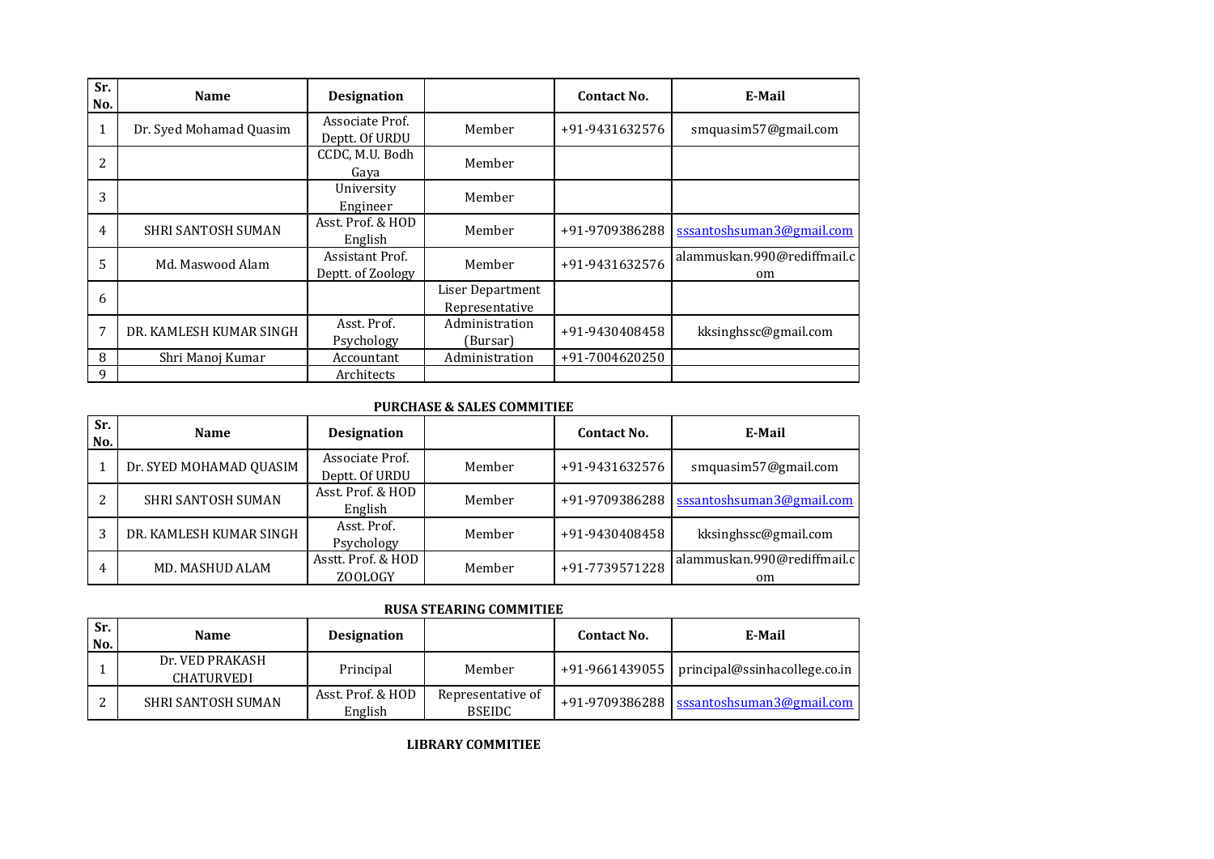| Sr. No. | Name | Designation | | Contact No. | E-Mail |
|---|---|---|---|---|---|
| 1 | Dr. Syed Mohamad Quasim | Associate Prof. Deptt. Of URDU | Member | +91-9431632576 | smquasim57@gmail.com |
| 2 | | CCDC, M.U. Bodh Gaya | Member | | |
| 3 | | University Engineer | Member | | |
| 4 | SHRI SANTOSH SUMAN | Asst. Prof. & HOD English | Member | +91-9709386288 | sssantoshsuman3@gmail.com |
| 5 | Md. Maswood Alam | Assistant Prof. Deptt. of Zoology | Member | +91-9431632576 | alammuskan.990@rediffmail.com |
| 6 | | | Liser Department Representative | | |
| 7 | DR. KAMLESH KUMAR SINGH | Asst. Prof. Psychology | Administration (Bursar) | +91-9430408458 | kksinghssc@gmail.com |
| 8 | Shri Manoj Kumar | Accountant | Administration | +91-7004620250 | |
| 9 | | Architects | | | |

**PURCHASE & SALES COMMITIEE**

| Sr. No. | Name | Designation | | Contact No. | E-Mail |
|---|---|---|---|---|---|
| 1 | Dr. SYED MOHAMAD QUASIM | Associate Prof. Deptt. Of URDU | Member | +91-9431632576 | smquasim57@gmail.com |
| 2 | SHRI SANTOSH SUMAN | Asst. Prof. & HOD English | Member | +91-9709386288 | sssantoshsuman3@gmail.com |
| 3 | DR. KAMLESH KUMAR SINGH | Asst. Prof. Psychology | Member | +91-9430408458 | kksinghssc@gmail.com |
| 4 | MD. MASHUD ALAM | Asstt. Prof. & HOD ZOOLOGY | Member | +91-7739571228 | alammuskan.990@rediffmail.com |

**RUSA STEARING COMMITIEE**

| Sr. No. | Name | Designation | | Contact No. | E-Mail |
|---|---|---|---|---|---|
| 1 | Dr. VED PRAKASH CHATURVEDI | Principal | Member | +91-9661439055 | principal@ssinhacollege.co.in |
| 2 | SHRI SANTOSH SUMAN | Asst. Prof. & HOD English | Representative of BSEIDC | +91-9709386288 | sssantoshsuman3@gmail.com |

**LIBRARY COMMITIEE**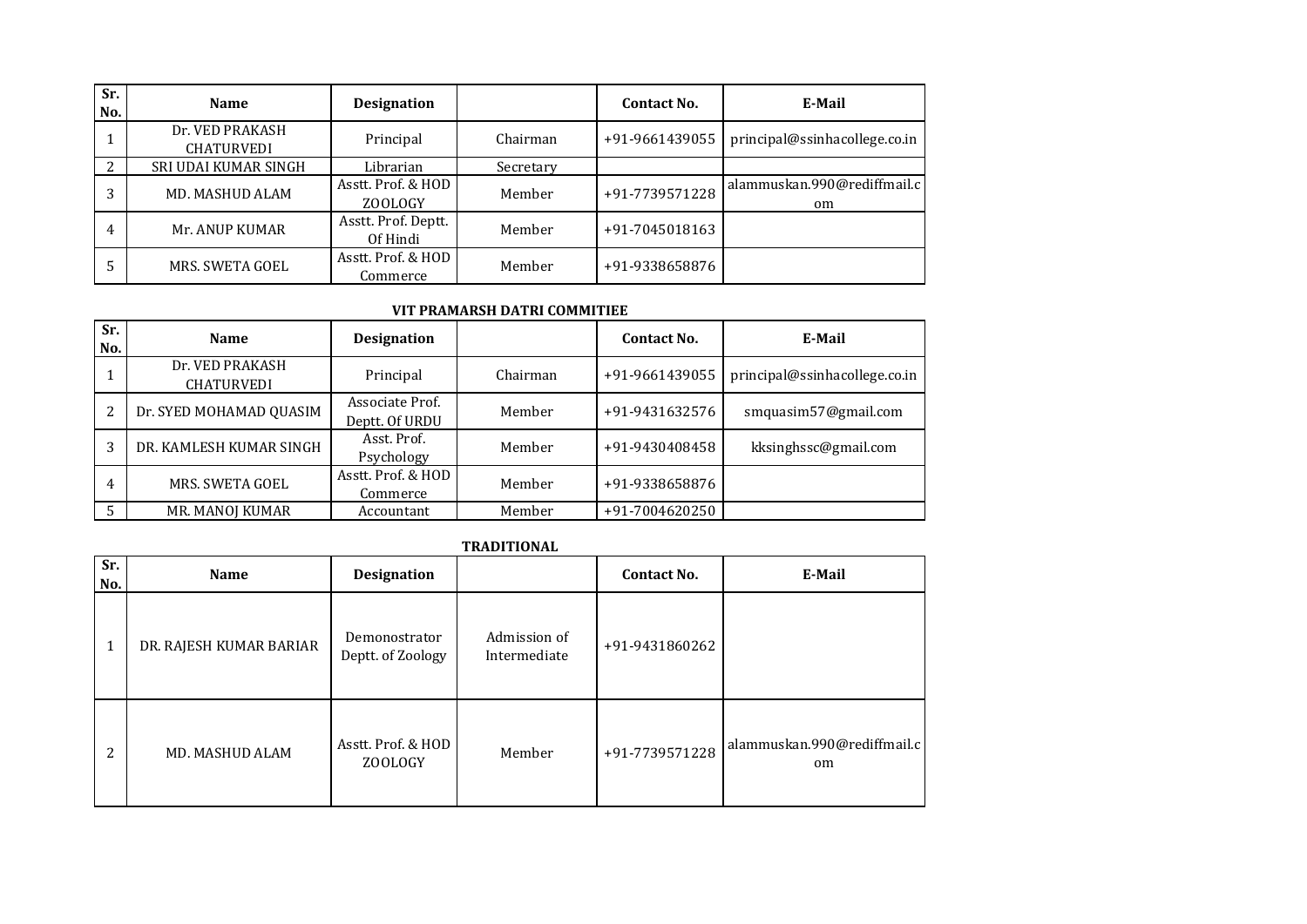| Sr. No. | Name | Designation | | Contact No. | E-Mail |
|---|---|---|---|---|---|
| 1 | Dr. VED PRAKASH CHATURVEDI | Principal | Chairman | +91-9661439055 | principal@ssinhacollege.co.in |
| 2 | SRI UDAI KUMAR SINGH | Librarian | Secretary | | |
| 3 | MD. MASHUD ALAM | Asstt. Prof. & HOD ZOOLOGY | Member | +91-7739571228 | alammuskan.990@rediffmail.com |
| 4 | Mr. ANUP KUMAR | Asstt. Prof. Deptt. Of Hindi | Member | +91-7045018163 | |
| 5 | MRS. SWETA GOEL | Asstt. Prof. & HOD Commerce | Member | +91-9338658876 | |

**VIT PRAMARSH DATRI COMMITIEE**

| Sr. No. | Name | Designation | | Contact No. | E-Mail |
|---|---|---|---|---|---|
| 1 | Dr. VED PRAKASH CHATURVEDI | Principal | Chairman | +91-9661439055 | principal@ssinhacollege.co.in |
| 2 | Dr. SYED MOHAMAD QUASIM | Associate Prof. Deptt. Of URDU | Member | +91-9431632576 | smquasim57@gmail.com |
| 3 | DR. KAMLESH KUMAR SINGH | Asst. Prof. Psychology | Member | +91-9430408458 | kksinghssc@gmail.com |
| 4 | MRS. SWETA GOEL | Asstt. Prof. & HOD Commerce | Member | +91-9338658876 | |
| 5 | MR. MANOJ KUMAR | Accountant | Member | +91-7004620250 | |

**TRADITIONAL**

| Sr. No. | Name | Designation | | Contact No. | E-Mail |
|---|---|---|---|---|---|
| 1 | DR. RAJESH KUMAR BARIAR | Demonostrator Deptt. of Zoology | Admission of Intermediate | +91-9431860262 | |
| 2 | MD. MASHUD ALAM | Asstt. Prof. & HOD ZOOLOGY | Member | +91-7739571228 | alammuskan.990@rediffmail.com |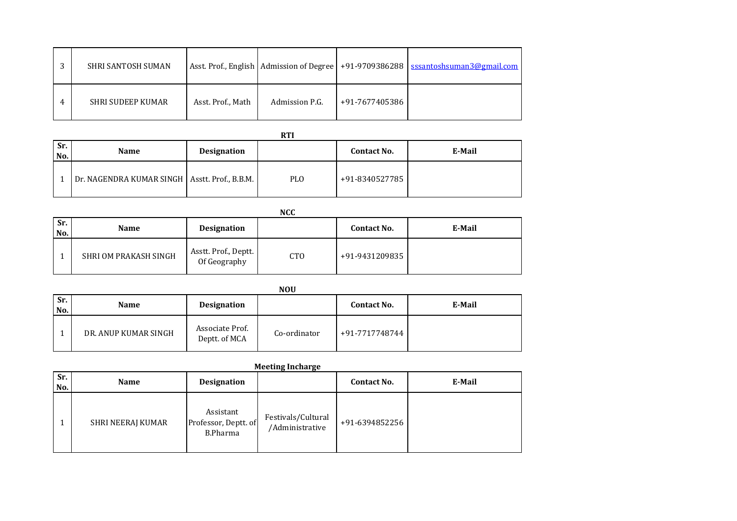| | | | | | |
|---|---|---|---|---|---|
| 3 | SHRI SANTOSH SUMAN | Asst. Prof., English | Admission of Degree | +91-9709386288 | sssantoshsuman3@gmail.com |
| 4 | SHRI SUDEEP KUMAR | Asst. Prof., Math | Admission P.G. | +91-7677405386 | |

**RTI**

| Sr. No. | Name | Designation | | Contact No. | E-Mail |
|---|---|---|---|---|---|
| 1 | Dr. NAGENDRA KUMAR SINGH | Asstt. Prof., B.B.M. | PLO | +91-8340527785 | |

**NCC**

| Sr. No. | Name | Designation | | Contact No. | E-Mail |
|---|---|---|---|---|---|
| 1 | SHRI OM PRAKASH SINGH | Asstt. Prof., Deptt. Of Geography | CTO | +91-9431209835 | |

**NOU**

| Sr. No. | Name | Designation | | Contact No. | E-Mail |
|---|---|---|---|---|---|
| 1 | DR. ANUP KUMAR SINGH | Associate Prof. Deptt. of MCA | Co-ordinator | +91-7717748744 | |

**Meeting Incharge**

| Sr. No. | Name | Designation | | Contact No. | E-Mail |
|---|---|---|---|---|---|
| 1 | SHRI NEERAJ KUMAR | Assistant Professor, Deptt. of B.Pharma | Festivals/Cultural /Administrative | +91-6394852256 | |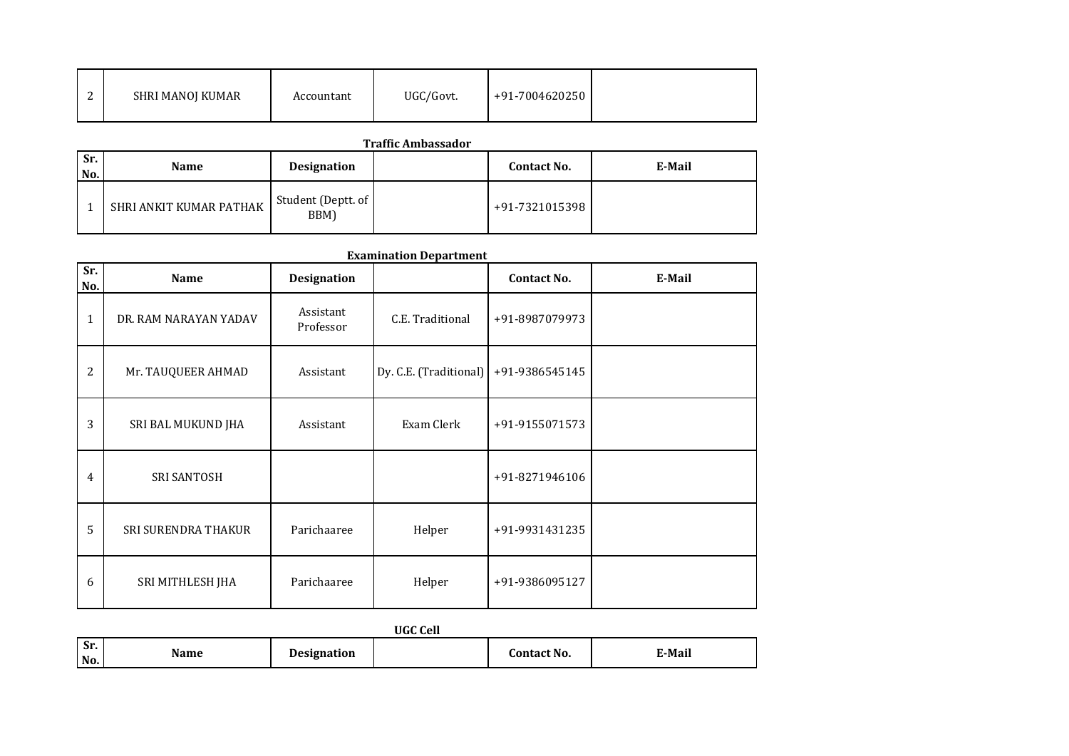| | | | | | |
|---|---|---|---|---|---|
| 2 | SHRI MANOJ KUMAR | Accountant | UGC/Govt. | +91-7004620250 | |

**Traffic Ambassador**

| Sr. No. | Name | Designation | | Contact No. | E-Mail |
|---|---|---|---|---|---|
| 1 | SHRI ANKIT KUMAR PATHAK | Student (Deptt. of BBM) | | +91-7321015398 | |

**Examination Department**

| Sr. No. | Name | Designation | | Contact No. | E-Mail |
|---|---|---|---|---|---|
| 1 | DR. RAM NARAYAN YADAV | Assistant Professor | C.E. Traditional | +91-8987079973 | |
| 2 | Mr. TAUQUEER AHMAD | Assistant | Dy. C.E. (Traditional) | +91-9386545145 | |
| 3 | SRI BAL MUKUND JHA | Assistant | Exam Clerk | +91-9155071573 | |
| 4 | SRI SANTOSH | | | +91-8271946106 | |
| 5 | SRI SURENDRA THAKUR | Parichaaree | Helper | +91-9931431235 | |
| 6 | SRI MITHLESH JHA | Parichaaree | Helper | +91-9386095127 | |

**UGC Cell**

| Sr. No. | Name | Designation | | Contact No. | E-Mail |
|---|---|---|---|---|---|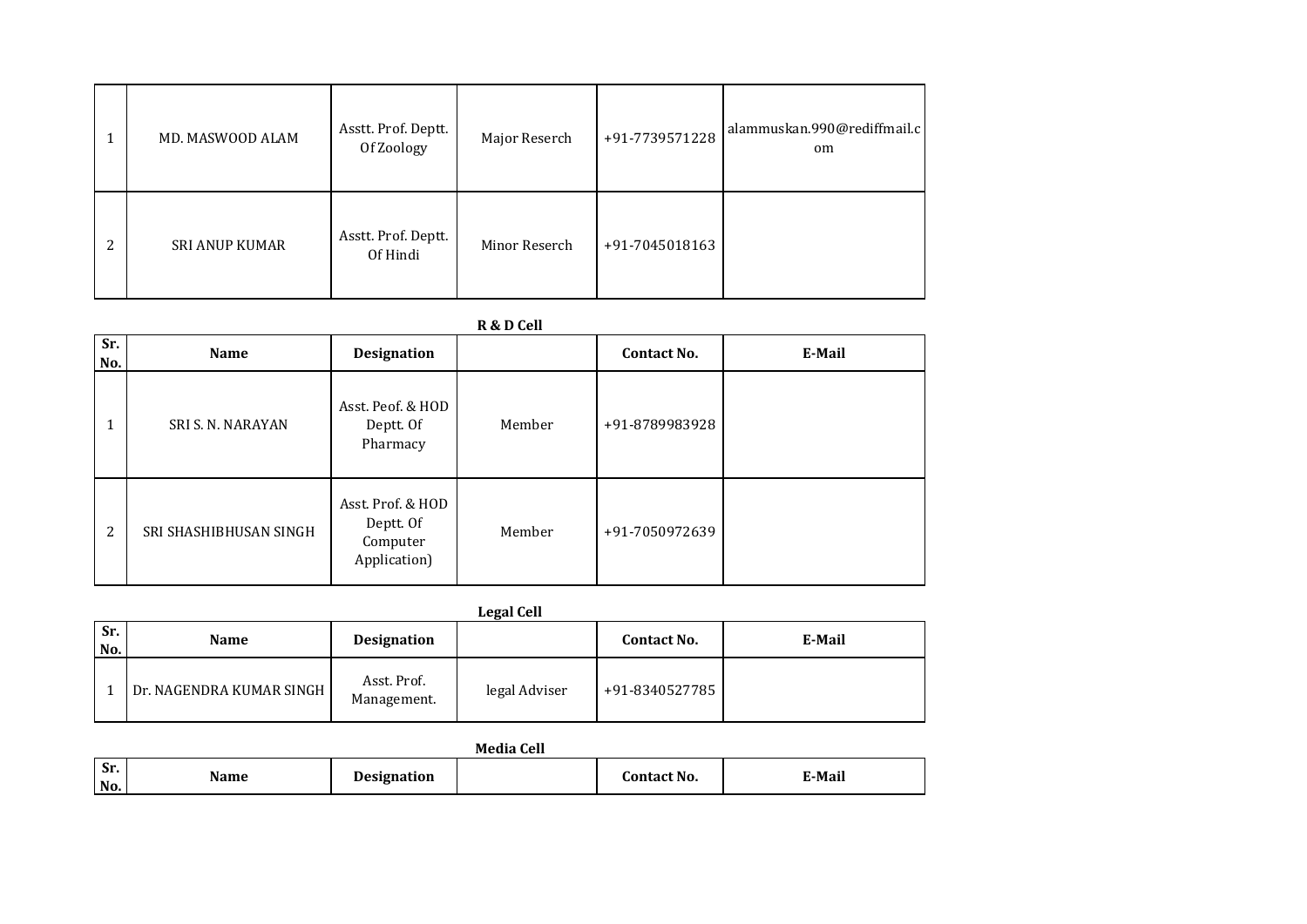| | | | | | |
|---|---|---|---|---|---|
| 1 | MD. MASWOOD ALAM | Asstt. Prof. Deptt. Of Zoology | Major Reserch | +91-7739571228 | alammuskan.990@rediffmail.com |
| 2 | SRI ANUP KUMAR | Asstt. Prof. Deptt. Of Hindi | Minor Reserch | +91-7045018163 | |

**R & D Cell**

| Sr. No. | Name | Designation | | Contact No. | E-Mail |
|---|---|---|---|---|---|
| 1 | SRI S. N. NARAYAN | Asst. Peof. & HOD Deptt. Of Pharmacy | Member | +91-8789983928 | |
| 2 | SRI SHASHIBHUSAN SINGH | Asst. Prof. & HOD Deptt. Of Computer Application) | Member | +91-7050972639 | |

**Legal Cell**

| Sr. No. | Name | Designation | | Contact No. | E-Mail |
|---|---|---|---|---|---|
| 1 | Dr. NAGENDRA KUMAR SINGH | Asst. Prof. Management. | legal Adviser | +91-8340527785 | |

**Media Cell**

| Sr. No. | Name | Designation | | Contact No. | E-Mail |
|---|---|---|---|---|---|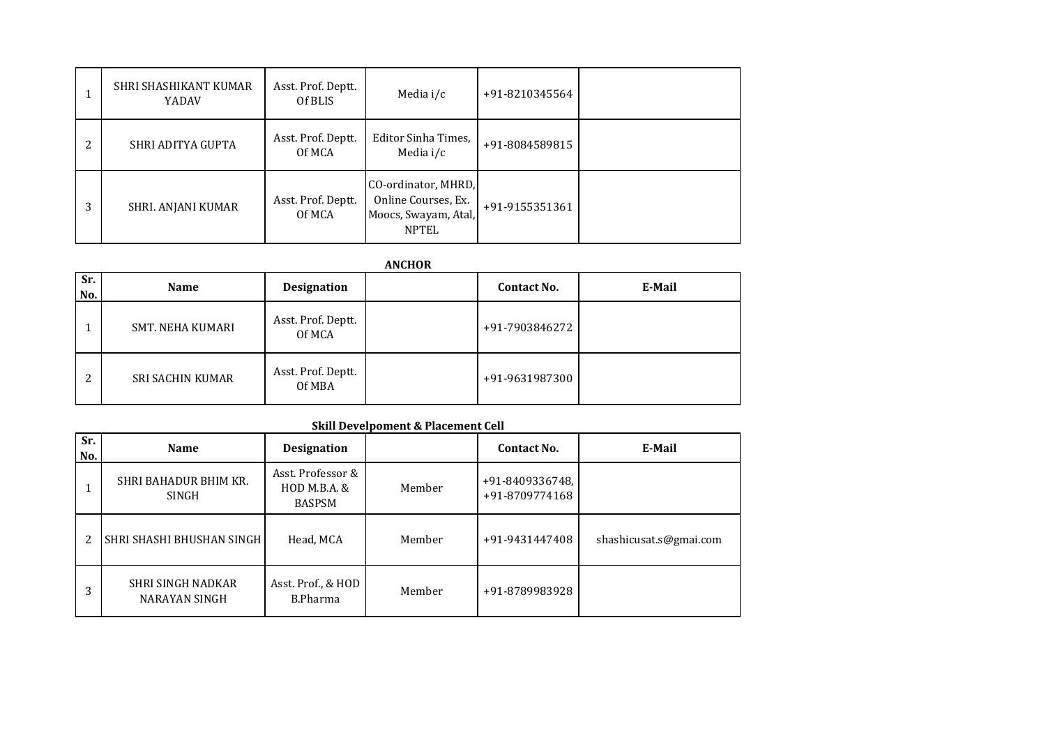| | | | | | |
|---|---|---|---|---|---|
| 1 | SHRI SHASHIKANT KUMAR YADAV | Asst. Prof. Deptt. Of BLIS | Media i/c | +91-8210345564 | |
| 2 | SHRI ADITYA GUPTA | Asst. Prof. Deptt. Of MCA | Editor Sinha Times, Media i/c | +91-8084589815 | |
| 3 | SHRI. ANJANI KUMAR | Asst. Prof. Deptt. Of MCA | CO-ordinator, MHRD, Online Courses, Ex. Moocs, Swayam, Atal, NPTEL | +91-9155351361 | |

**ANCHOR**

| Sr. No. | Name | Designation | | Contact No. | E-Mail |
|---|---|---|---|---|---|
| 1 | SMT. NEHA KUMARI | Asst. Prof. Deptt. Of MCA | | +91-7903846272 | |
| 2 | SRI SACHIN KUMAR | Asst. Prof. Deptt. Of MBA | | +91-9631987300 | |

**Skill Develpoment & Placement Cell**

| Sr. No. | Name | Designation | | Contact No. | E-Mail |
|---|---|---|---|---|---|
| 1 | SHRI BAHADUR BHIM KR. SINGH | Asst. Professor & HOD M.B.A. & BASPSM | Member | +91-8409336748, +91-8709774168 | |
| 2 | SHRI SHASHI BHUSHAN SINGH | Head, MCA | Member | +91-9431447408 | shashicusat.s@gmai.com |
| 3 | SHRI SINGH NADKAR NARAYAN SINGH | Asst. Prof., & HOD B.Pharma | Member | +91-8789983928 | |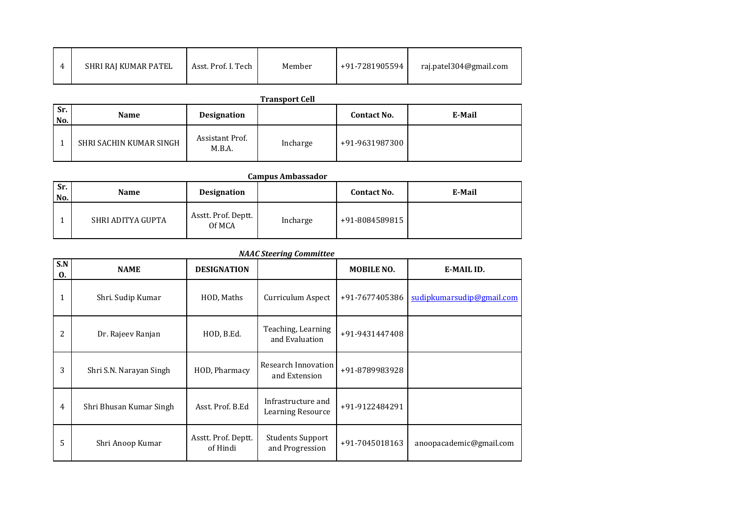| 4 | SHRI RAJ KUMAR PATEL | Asst. Prof. I. Tech | Member | +91-7281905594 | raj.patel304@gmail.com |
|---|---|---|---|---|---|

**Transport Cell**

| Sr. No. | Name | Designation | | Contact No. | E-Mail |
|---|---|---|---|---|---|
| 1 | SHRI SACHIN KUMAR SINGH | Assistant Prof. M.B.A. | Incharge | +91-9631987300 | |

**Campus Ambassador**

| Sr. No. | Name | Designation | | Contact No. | E-Mail |
|---|---|---|---|---|---|
| 1 | SHRI ADITYA GUPTA | Asstt. Prof. Deptt. Of MCA | Incharge | +91-8084589815 | |

***NAAC Steering Committee***

| S.NO. | NAME | DESIGNATION | | MOBILE NO. | E-MAIL ID. |
|---|---|---|---|---|---|
| 1 | Shri. Sudip Kumar | HOD, Maths | Curriculum Aspect | +91-7677405386 | sudipkumarsudip@gmail.com |
| 2 | Dr. Rajeev Ranjan | HOD, B.Ed. | Teaching, Learning and Evaluation | +91-9431447408 | |
| 3 | Shri S.N. Narayan Singh | HOD, Pharmacy | Research Innovation and Extension | +91-8789983928 | |
| 4 | Shri Bhusan Kumar Singh | Asst. Prof. B.Ed | Infrastructure and Learning Resource | +91-9122484291 | |
| 5 | Shri Anoop Kumar | Asstt. Prof. Deptt. of Hindi | Students Support and Progression | +91-7045018163 | anoopacademic@gmail.com |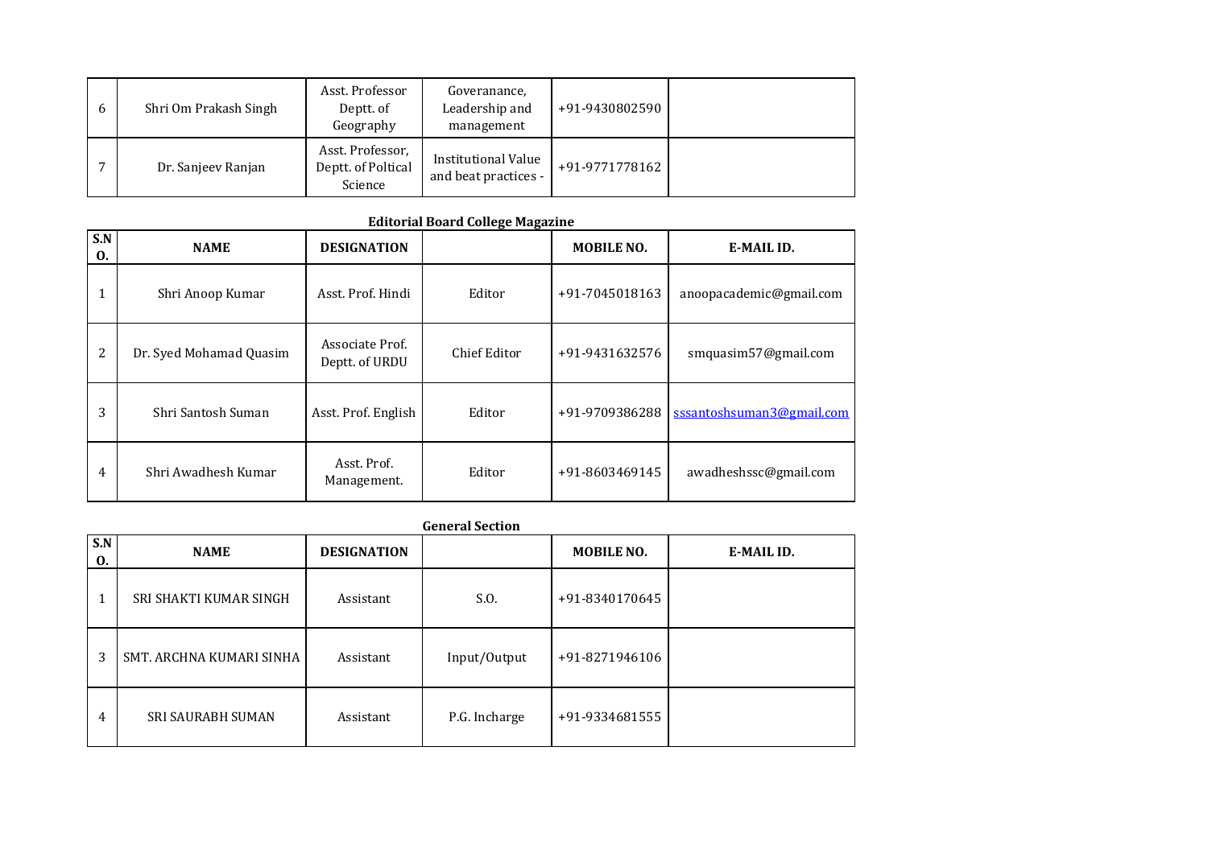| | | | | | |
|---|---|---|---|---|---|
| 6 | Shri Om Prakash Singh | Asst. Professor Deptt. of Geography | Goveranance, Leadership and management | +91-9430802590 | |
| 7 | Dr. Sanjeev Ranjan | Asst. Professor, Deptt. of Poltical Science | Institutional Value and beat practices - | +91-9771778162 | |

**Editorial Board College Magazine**

| S.NO. | NAME | DESIGNATION | | MOBILE NO. | E-MAIL ID. |
|---|---|---|---|---|---|
| 1 | Shri Anoop Kumar | Asst. Prof. Hindi | Editor | +91-7045018163 | anoopacademic@gmail.com |
| 2 | Dr. Syed Mohamad Quasim | Associate Prof. Deptt. of URDU | Chief Editor | +91-9431632576 | smquasim57@gmail.com |
| 3 | Shri Santosh Suman | Asst. Prof. English | Editor | +91-9709386288 | sssantoshsuman3@gmail.com |
| 4 | Shri Awadhesh Kumar | Asst. Prof. Management. | Editor | +91-8603469145 | awadheshssc@gmail.com |

**General Section**

| S.NO. | NAME | DESIGNATION | | MOBILE NO. | E-MAIL ID. |
|---|---|---|---|---|---|
| 1 | SRI SHAKTI KUMAR SINGH | Assistant | S.O. | +91-8340170645 | |
| 3 | SMT. ARCHNA KUMARI SINHA | Assistant | Input/Output | +91-8271946106 | |
| 4 | SRI SAURABH SUMAN | Assistant | P.G. Incharge | +91-9334681555 | |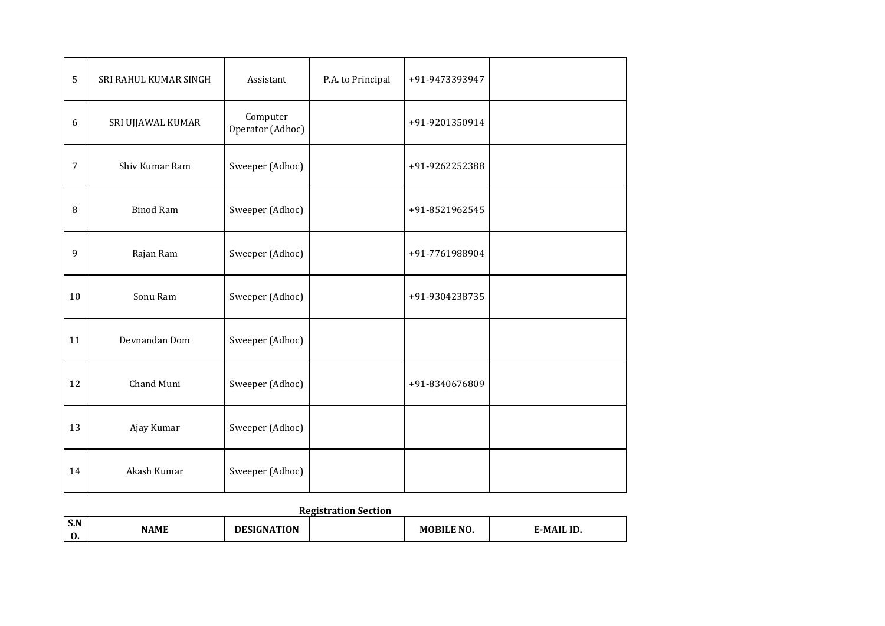| | | | | | |
|---|---|---|---|---|---|
| 5 | SRI RAHUL KUMAR SINGH | Assistant | P.A. to Principal | +91-9473393947 | |
| 6 | SRI UJJAWAL KUMAR | Computer Operator (Adhoc) | | +91-9201350914 | |
| 7 | Shiv Kumar Ram | Sweeper (Adhoc) | | +91-9262252388 | |
| 8 | Binod Ram | Sweeper (Adhoc) | | +91-8521962545 | |
| 9 | Rajan Ram | Sweeper (Adhoc) | | +91-7761988904 | |
| 10 | Sonu Ram | Sweeper (Adhoc) | | +91-9304238735 | |
| 11 | Devnandan Dom | Sweeper (Adhoc) | | | |
| 12 | Chand Muni | Sweeper (Adhoc) | | +91-8340676809 | |
| 13 | Ajay Kumar | Sweeper (Adhoc) | | | |
| 14 | Akash Kumar | Sweeper (Adhoc) | | | |

**Registration Section**

| S.NO. | NAME | DESIGNATION | | MOBILE NO. | E-MAIL ID. |
|---|---|---|---|---|---|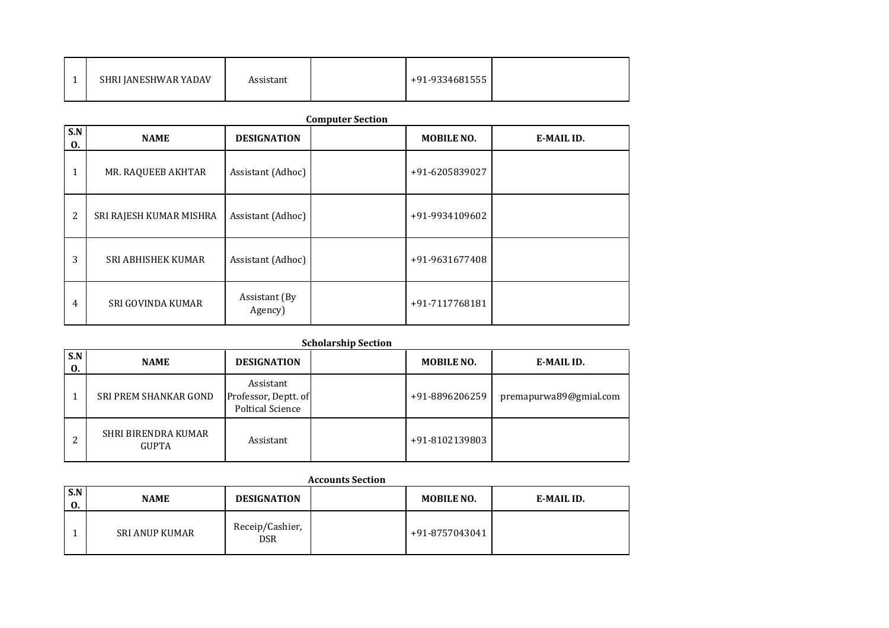| | | | | | |
|---|---|---|---|---|---|
| 1 | SHRI JANESHWAR YADAV | Assistant | | +91-9334681555 | |

**Computer Section**

| S.NO. | NAME | DESIGNATION | | MOBILE NO. | E-MAIL ID. |
|---|---|---|---|---|---|
| 1 | MR. RAQUEEB AKHTAR | Assistant (Adhoc) | | +91-6205839027 | |
| 2 | SRI RAJESH KUMAR MISHRA | Assistant (Adhoc) | | +91-9934109602 | |
| 3 | SRI ABHISHEK KUMAR | Assistant (Adhoc) | | +91-9631677408 | |
| 4 | SRI GOVINDA KUMAR | Assistant (By Agency) | | +91-7117768181 | |

**Scholarship Section**

| S.NO. | NAME | DESIGNATION | | MOBILE NO. | E-MAIL ID. |
|---|---|---|---|---|---|
| 1 | SRI PREM SHANKAR GOND | Assistant Professor, Deptt. of Poltical Science | | +91-8896206259 | premapurwa89@gmial.com |
| 2 | SHRI BIRENDRA KUMAR GUPTA | Assistant | | +91-8102139803 | |

**Accounts Section**

| S.NO. | NAME | DESIGNATION | | MOBILE NO. | E-MAIL ID. |
|---|---|---|---|---|---|
| 1 | SRI ANUP KUMAR | Receip/Cashier, DSR | | +91-8757043041 | |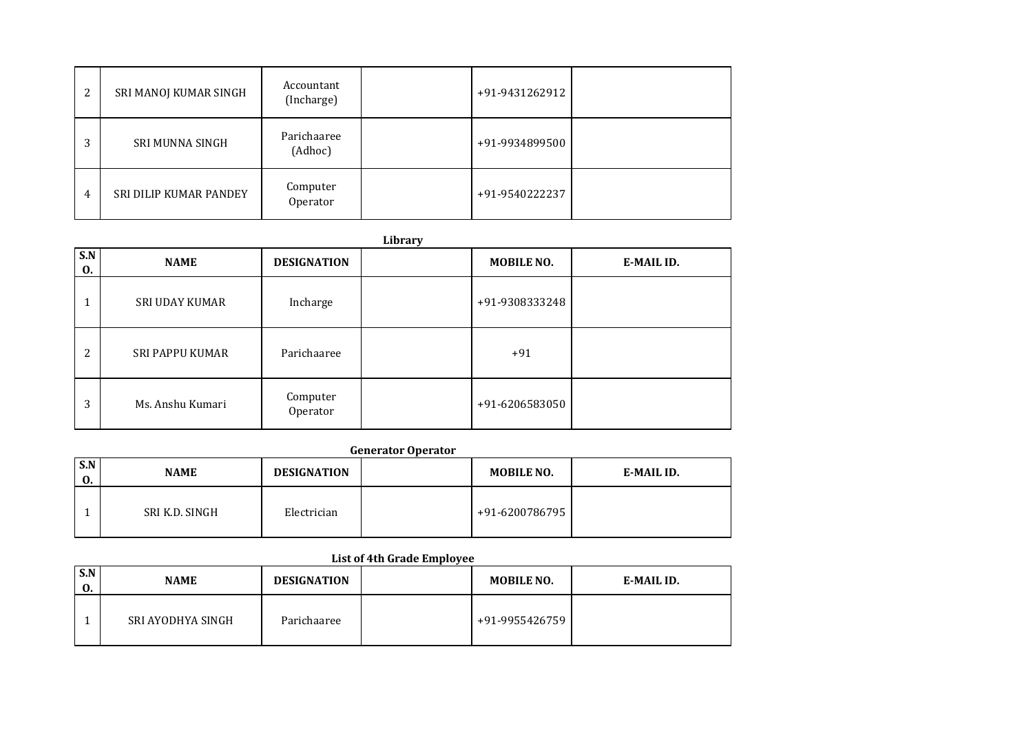| | | | | | |
|---|---|---|---|---|---|
| 2 | SRI MANOJ KUMAR SINGH | Accountant (Incharge) | | +91-9431262912 | |
| 3 | SRI MUNNA SINGH | Parichaaree (Adhoc) | | +91-9934899500 | |
| 4 | SRI DILIP KUMAR PANDEY | Computer Operator | | +91-9540222237 | |

**Library**

| S.NO. | NAME | DESIGNATION | | MOBILE NO. | E-MAIL ID. |
|---|---|---|---|---|---|
| 1 | SRI UDAY KUMAR | Incharge | | +91-9308333248 | |
| 2 | SRI PAPPU KUMAR | Parichaaree | | +91 | |
| 3 | Ms. Anshu Kumari | Computer Operator | | +91-6206583050 | |

**Generator Operator**

| S.NO. | NAME | DESIGNATION | | MOBILE NO. | E-MAIL ID. |
|---|---|---|---|---|---|
| 1 | SRI K.D. SINGH | Electrician | | +91-6200786795 | |

**List of 4th Grade Employee**

| S.NO. | NAME | DESIGNATION | | MOBILE NO. | E-MAIL ID. |
|---|---|---|---|---|---|
| 1 | SRI AYODHYA SINGH | Parichaaree | | +91-9955426759 | |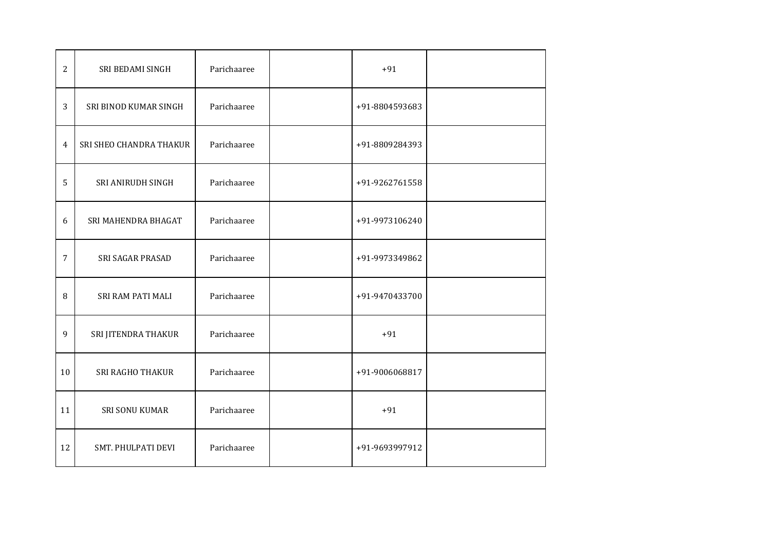| | | | | | |
|---|---|---|---|---|---|
| 2 | SRI BEDAMI SINGH | Parichaaree | | +91 | |
| 3 | SRI BINOD KUMAR SINGH | Parichaaree | | +91-8804593683 | |
| 4 | SRI SHEO CHANDRA THAKUR | Parichaaree | | +91-8809284393 | |
| 5 | SRI ANIRUDH SINGH | Parichaaree | | +91-9262761558 | |
| 6 | SRI MAHENDRA BHAGAT | Parichaaree | | +91-9973106240 | |
| 7 | SRI SAGAR PRASAD | Parichaaree | | +91-9973349862 | |
| 8 | SRI RAM PATI MALI | Parichaaree | | +91-9470433700 | |
| 9 | SRI JITENDRA THAKUR | Parichaaree | | +91 | |
| 10 | SRI RAGHO THAKUR | Parichaaree | | +91-9006068817 | |
| 11 | SRI SONU KUMAR | Parichaaree | | +91 | |
| 12 | SMT. PHULPATI DEVI | Parichaaree | | +91-9693997912 | |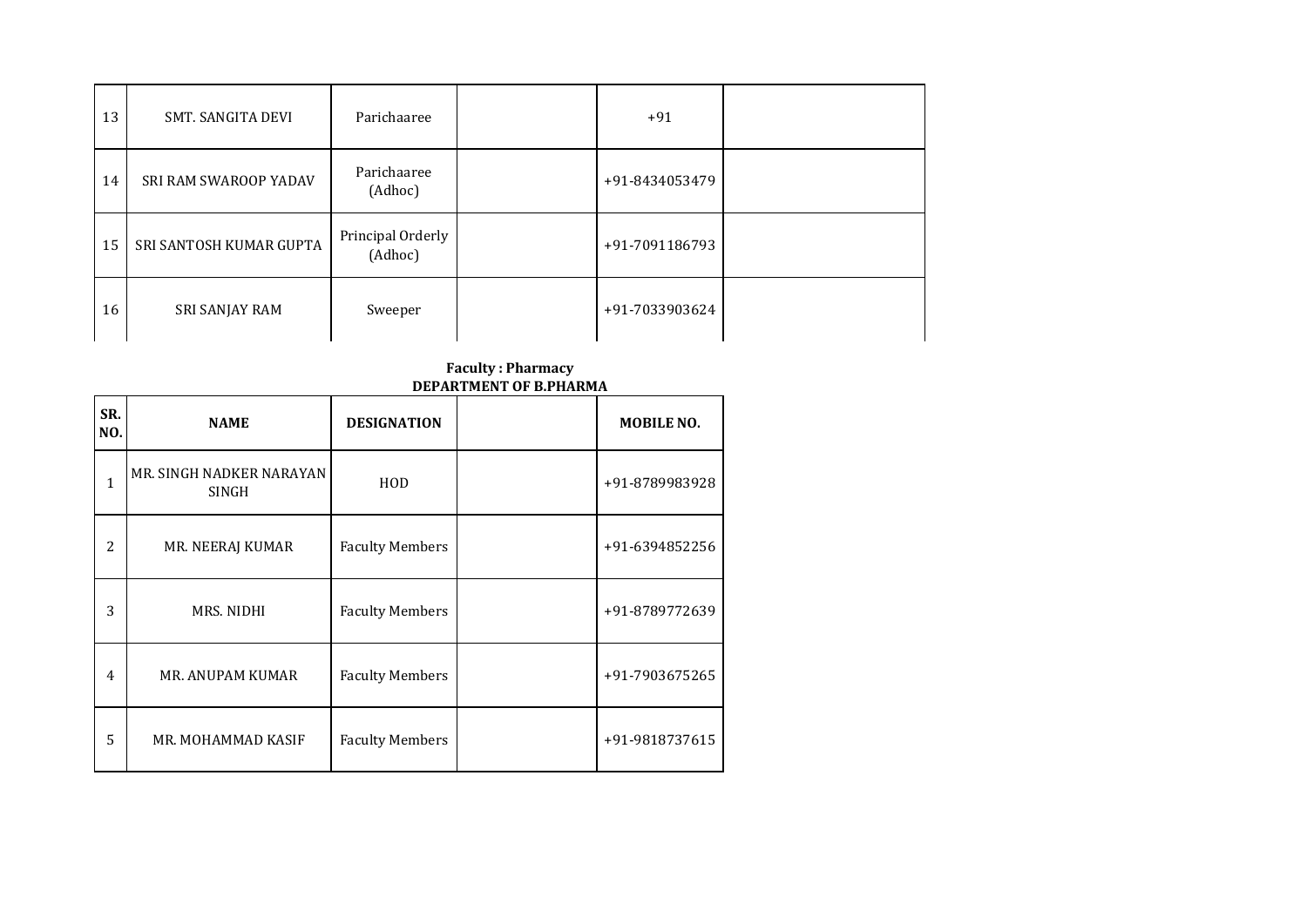| | | | | | |
|---|---|---|---|---|---|
| 13 | SMT. SANGITA DEVI | Parichaaree | | +91 | |
| 14 | SRI RAM SWAROOP YADAV | Parichaaree (Adhoc) | | +91-8434053479 | |
| 15 | SRI SANTOSH KUMAR GUPTA | Principal Orderly (Adhoc) | | +91-7091186793 | |
| 16 | SRI SANJAY RAM | Sweeper | | +91-7033903624 | |

**Faculty : Pharmacy**
**DEPARTMENT OF B.PHARMA**

| SR. NO. | NAME | DESIGNATION | | MOBILE NO. |
|---|---|---|---|---|
| 1 | MR. SINGH NADKER NARAYAN SINGH | HOD | | +91-8789983928 |
| 2 | MR. NEERAJ KUMAR | Faculty Members | | +91-6394852256 |
| 3 | MRS. NIDHI | Faculty Members | | +91-8789772639 |
| 4 | MR. ANUPAM KUMAR | Faculty Members | | +91-7903675265 |
| 5 | MR. MOHAMMAD KASIF | Faculty Members | | +91-9818737615 |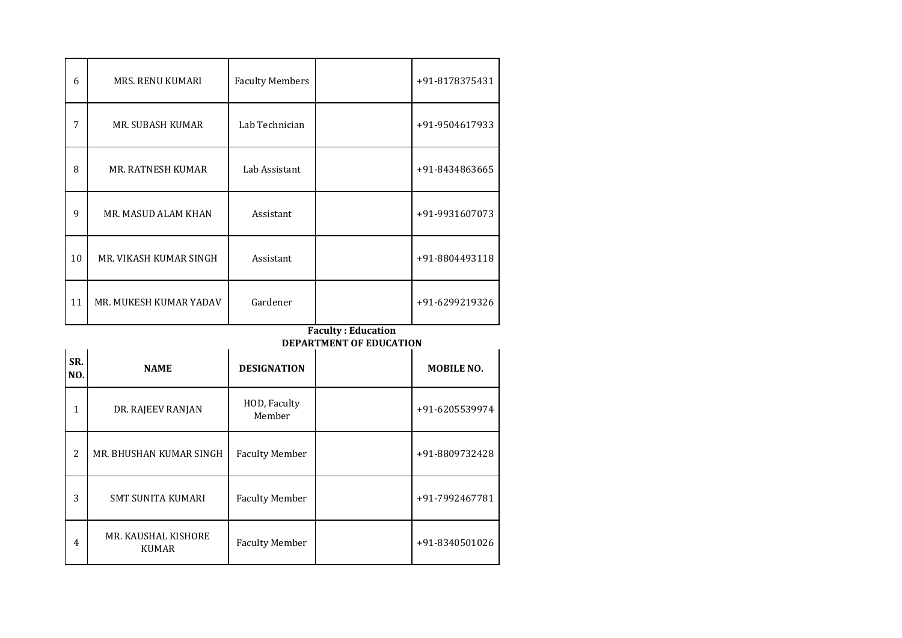| | | | | |
|---|---|---|---|---|
| 6 | MRS. RENU KUMARI | Faculty Members | | +91-8178375431 |
| 7 | MR. SUBASH KUMAR | Lab Technician | | +91-9504617933 |
| 8 | MR. RATNESH KUMAR | Lab Assistant | | +91-8434863665 |
| 9 | MR. MASUD ALAM KHAN | Assistant | | +91-9931607073 |
| 10 | MR. VIKASH KUMAR SINGH | Assistant | | +91-8804493118 |
| 11 | MR. MUKESH KUMAR YADAV | Gardener | | +91-6299219326 |

**Faculty : Education**

**DEPARTMENT OF EDUCATION**

| SR. NO. | NAME | DESIGNATION | | MOBILE NO. |
|---|---|---|---|---|
| 1 | DR. RAJEEV RANJAN | HOD, Faculty Member | | +91-6205539974 |
| 2 | MR. BHUSHAN KUMAR SINGH | Faculty Member | | +91-8809732428 |
| 3 | SMT SUNITA KUMARI | Faculty Member | | +91-7992467781 |
| 4 | MR. KAUSHAL KISHORE KUMAR | Faculty Member | | +91-8340501026 |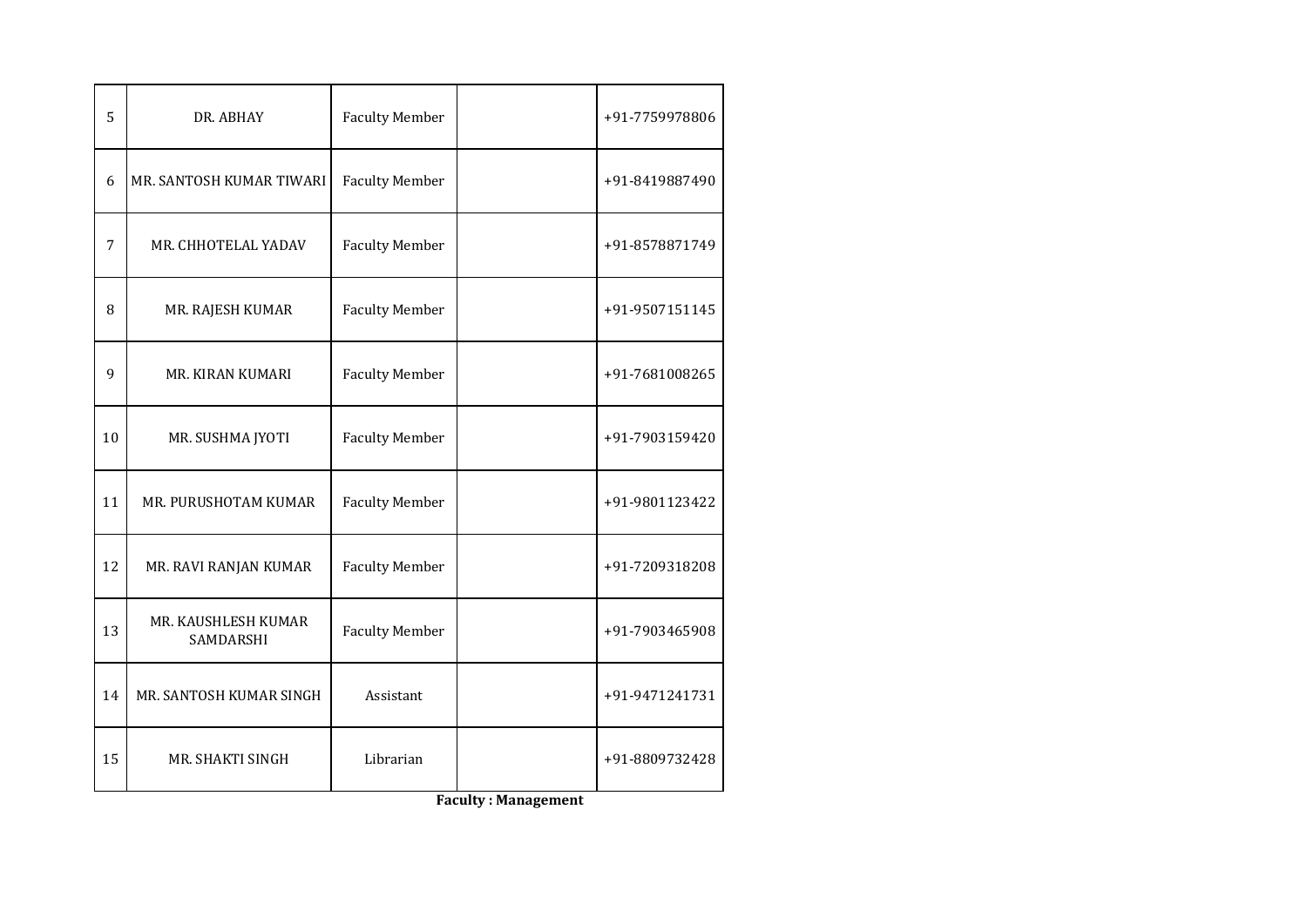| 5 | DR. ABHAY | Faculty Member | | +91-7759978806 |
|---|---|---|---|---|
| 6 | MR. SANTOSH KUMAR TIWARI | Faculty Member | | +91-8419887490 |
| 7 | MR. CHHOTELAL YADAV | Faculty Member | | +91-8578871749 |
| 8 | MR. RAJESH KUMAR | Faculty Member | | +91-9507151145 |
| 9 | MR. KIRAN KUMARI | Faculty Member | | +91-7681008265 |
| 10 | MR. SUSHMA JYOTI | Faculty Member | | +91-7903159420 |
| 11 | MR. PURUSHOTAM KUMAR | Faculty Member | | +91-9801123422 |
| 12 | MR. RAVI RANJAN KUMAR | Faculty Member | | +91-7209318208 |
| 13 | MR. KAUSHLESH KUMAR SAMDARSHI | Faculty Member | | +91-7903465908 |
| 14 | MR. SANTOSH KUMAR SINGH | Assistant | | +91-9471241731 |
| 15 | MR. SHAKTI SINGH | Librarian | | +91-8809732428 |

**Faculty : Management**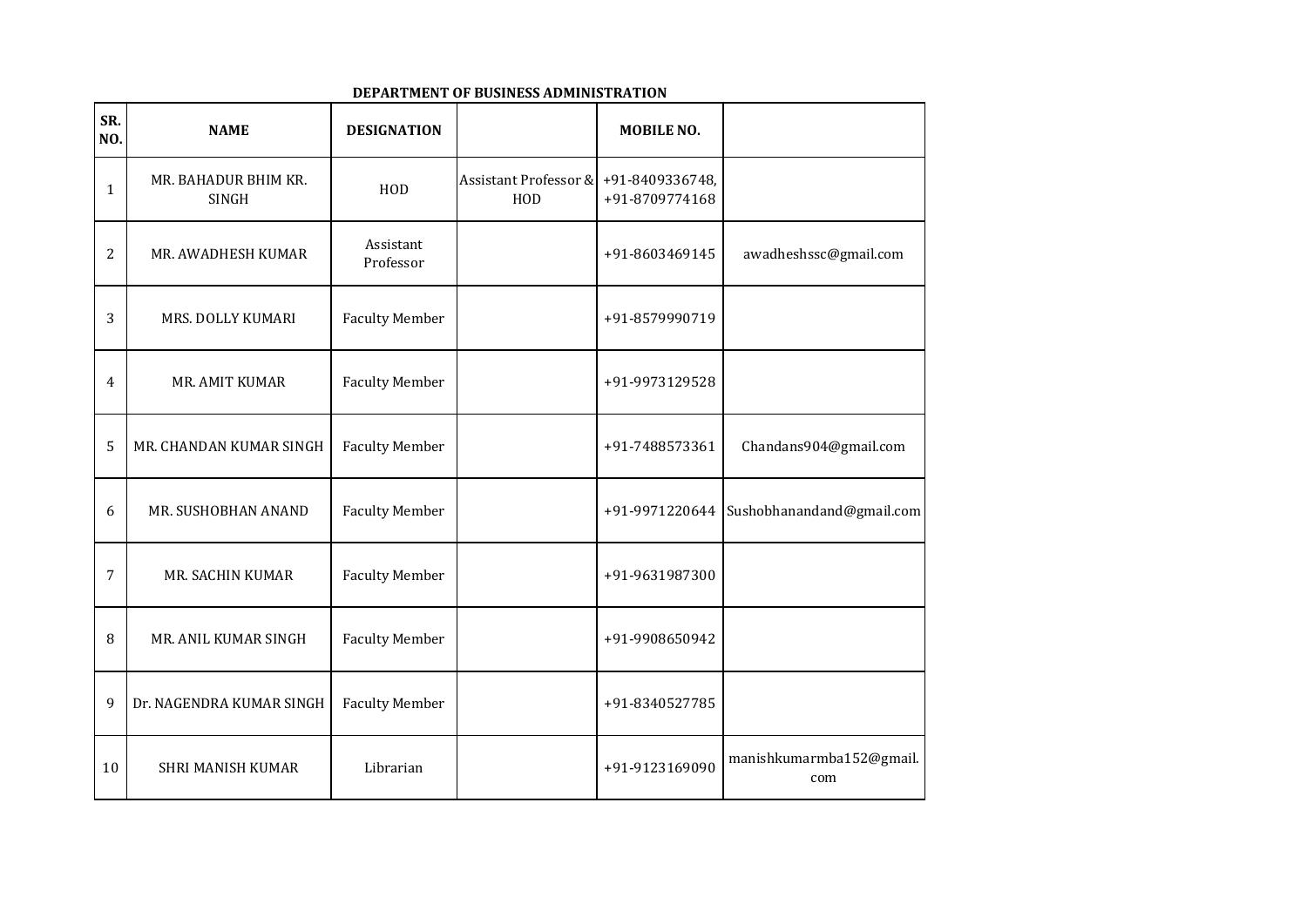**DEPARTMENT OF BUSINESS ADMINISTRATION**

| SR. NO. | NAME | DESIGNATION | | MOBILE NO. | |
|---|---|---|---|---|---|
| 1 | MR. BAHADUR BHIM KR. SINGH | HOD | Assistant Professor & HOD | +91-8409336748, +91-8709774168 | |
| 2 | MR. AWADHESH KUMAR | Assistant Professor | | +91-8603469145 | awadheshssc@gmail.com |
| 3 | MRS. DOLLY KUMARI | Faculty Member | | +91-8579990719 | |
| 4 | MR. AMIT KUMAR | Faculty Member | | +91-9973129528 | |
| 5 | MR. CHANDAN KUMAR SINGH | Faculty Member | | +91-7488573361 | Chandans904@gmail.com |
| 6 | MR. SUSHOBHAN ANAND | Faculty Member | | +91-9971220644 | Sushobhanandand@gmail.com |
| 7 | MR. SACHIN KUMAR | Faculty Member | | +91-9631987300 | |
| 8 | MR. ANIL KUMAR SINGH | Faculty Member | | +91-9908650942 | |
| 9 | Dr. NAGENDRA KUMAR SINGH | Faculty Member | | +91-8340527785 | |
| 10 | SHRI MANISH KUMAR | Librarian | | +91-9123169090 | manishkumarmba152@gmail.com |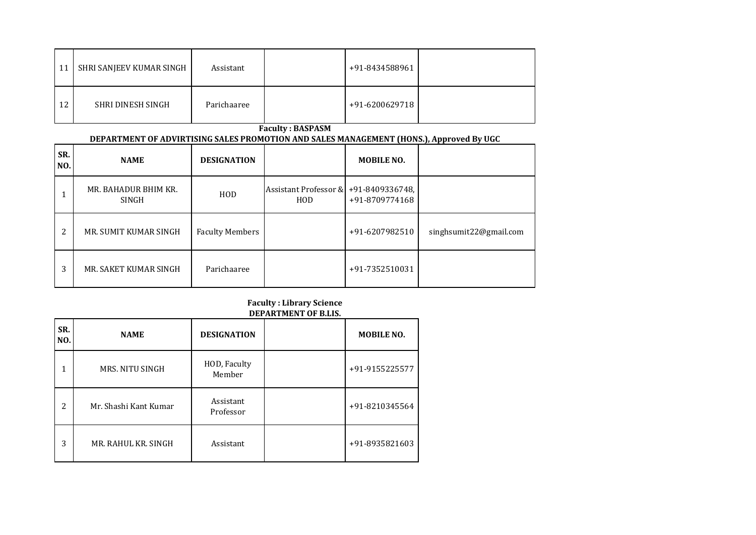| | | | | | |
|---|---|---|---|---|---|
| 11 | SHRI SANJEEV KUMAR SINGH | Assistant | | +91-8434588961 | |
| 12 | SHRI DINESH SINGH | Parichaaree | | +91-6200629718 | |

**Faculty : BASPASM**

**DEPARTMENT OF ADVIRTISING SALES PROMOTION AND SALES MANAGEMENT (HONS.), Approved By UGC**

| SR. NO. | NAME | DESIGNATION | | MOBILE NO. | |
|---|---|---|---|---|---|
| 1 | MR. BAHADUR BHIM KR. SINGH | HOD | Assistant Professor & HOD | +91-8409336748, +91-8709774168 | |
| 2 | MR. SUMIT KUMAR SINGH | Faculty Members | | +91-6207982510 | singhsumit22@gmail.com |
| 3 | MR. SAKET KUMAR SINGH | Parichaaree | | +91-7352510031 | |

**Faculty : Library Science**

**DEPARTMENT OF B.LIS.**

| SR. NO. | NAME | DESIGNATION | | MOBILE NO. |
|---|---|---|---|---|
| 1 | MRS. NITU SINGH | HOD, Faculty Member | | +91-9155225577 |
| 2 | Mr. Shashi Kant Kumar | Assistant Professor | | +91-8210345564 |
| 3 | MR. RAHUL KR. SINGH | Assistant | | +91-8935821603 |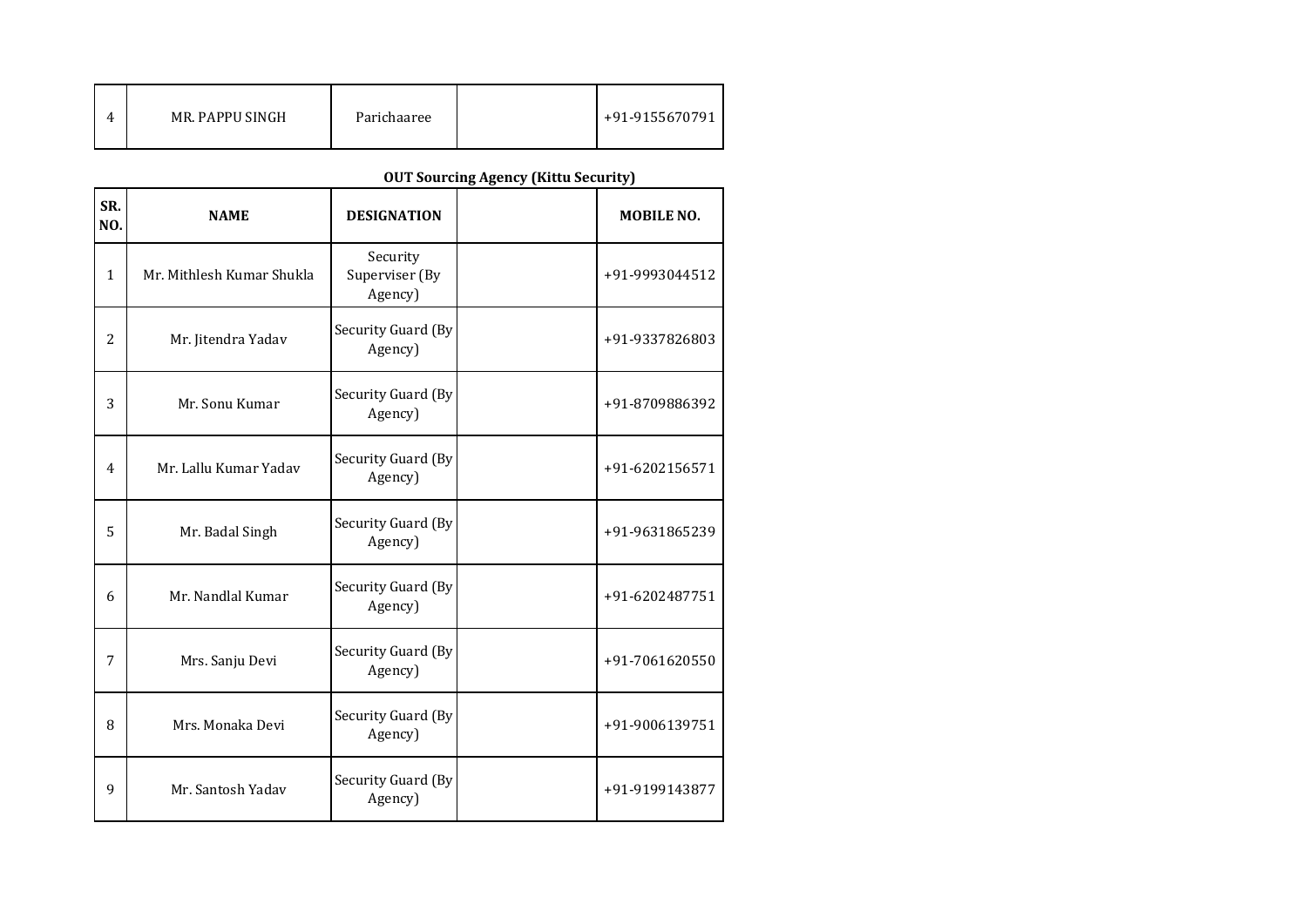| 4 | MR. PAPPU SINGH | Parichaaree | | +91-9155670791 |
|---|---|---|---|---|

**OUT Sourcing Agency (Kittu Security)**

| SR. NO. | NAME | DESIGNATION | | MOBILE NO. |
|---|---|---|---|---|
| 1 | Mr. Mithlesh Kumar Shukla | Security Superviser (By Agency) | | +91-9993044512 |
| 2 | Mr. Jitendra Yadav | Security Guard (By Agency) | | +91-9337826803 |
| 3 | Mr. Sonu Kumar | Security Guard (By Agency) | | +91-8709886392 |
| 4 | Mr. Lallu Kumar Yadav | Security Guard (By Agency) | | +91-6202156571 |
| 5 | Mr. Badal Singh | Security Guard (By Agency) | | +91-9631865239 |
| 6 | Mr. Nandlal Kumar | Security Guard (By Agency) | | +91-6202487751 |
| 7 | Mrs. Sanju Devi | Security Guard (By Agency) | | +91-7061620550 |
| 8 | Mrs. Monaka Devi | Security Guard (By Agency) | | +91-9006139751 |
| 9 | Mr. Santosh Yadav | Security Guard (By Agency) | | +91-9199143877 |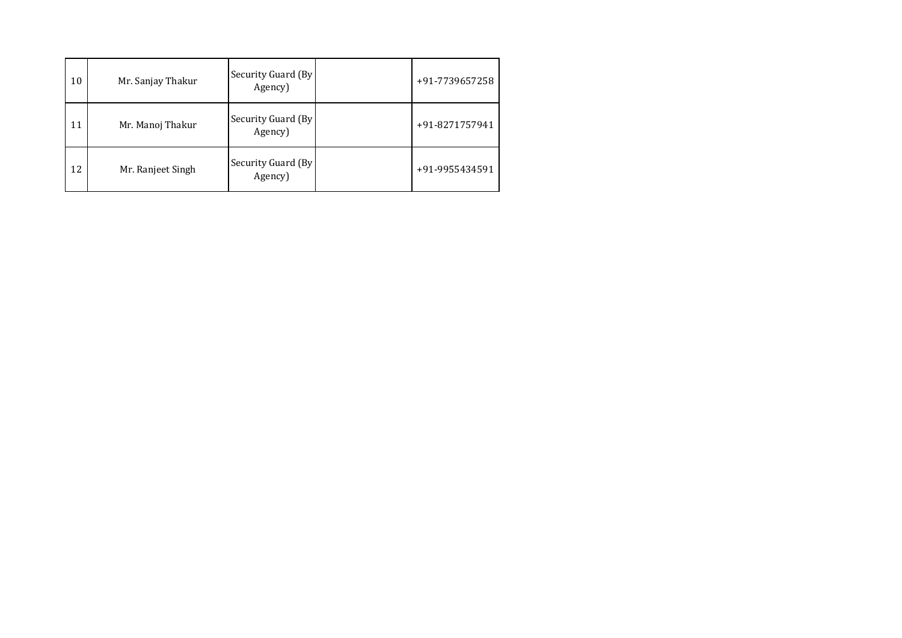| | | | | |
|---|---|---|---|---|
| 10 | Mr. Sanjay Thakur | Security Guard (By Agency) | | +91-7739657258 |
| 11 | Mr. Manoj Thakur | Security Guard (By Agency) | | +91-8271757941 |
| 12 | Mr. Ranjeet Singh | Security Guard (By Agency) | | +91-9955434591 |